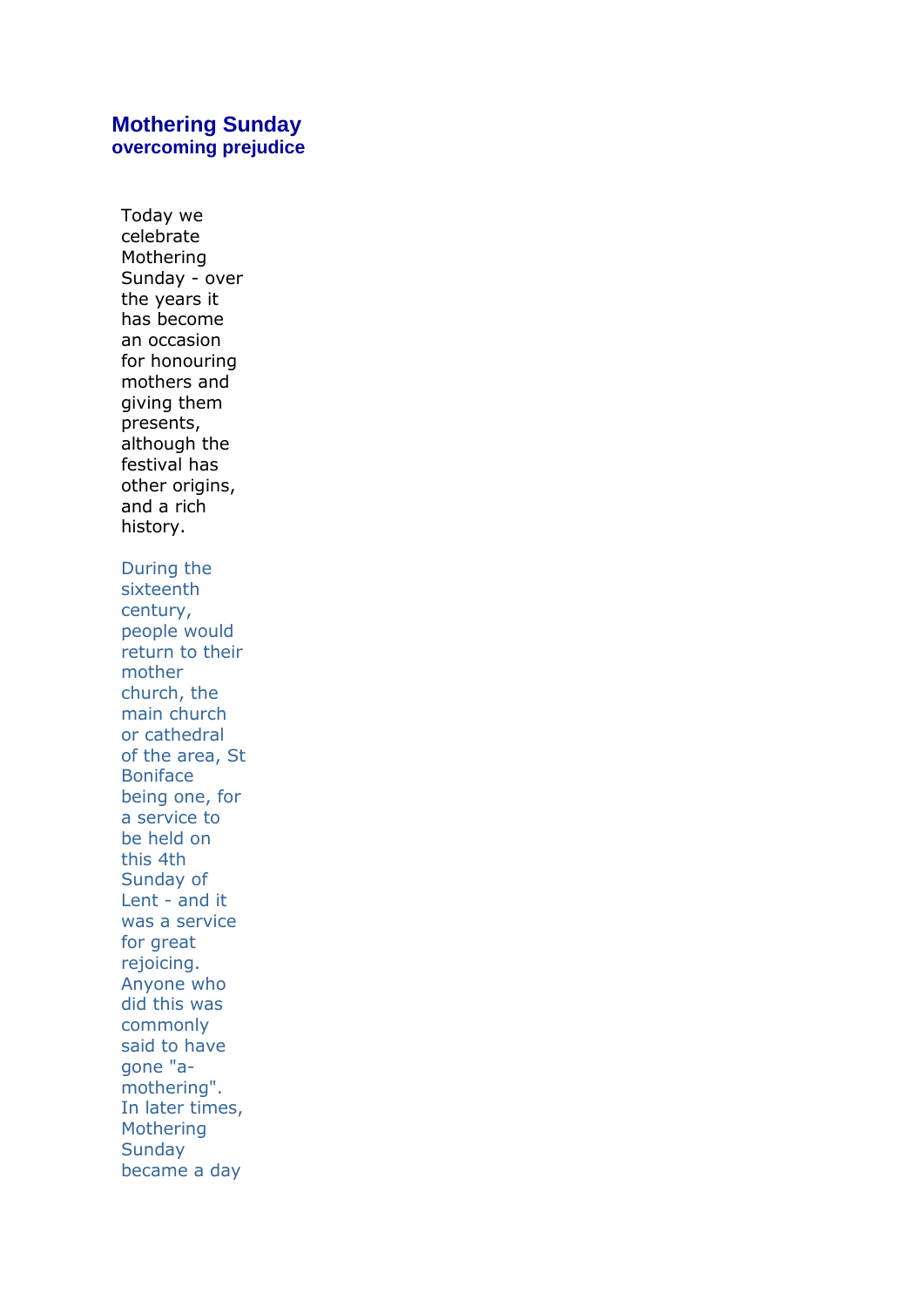# Mothering Sunday
## overcoming prejudice

Today we celebrate Mothering Sunday - over the years it has become an occasion for honouring mothers and giving them presents, although the festival has other origins, and a rich history.

During the sixteenth century, people would return to their mother church, the main church or cathedral of the area, St Boniface being one, for a service to be held on this 4th Sunday of Lent - and it was a service for great rejoicing. Anyone who did this was commonly said to have gone "a-mothering". In later times, Mothering Sunday became a day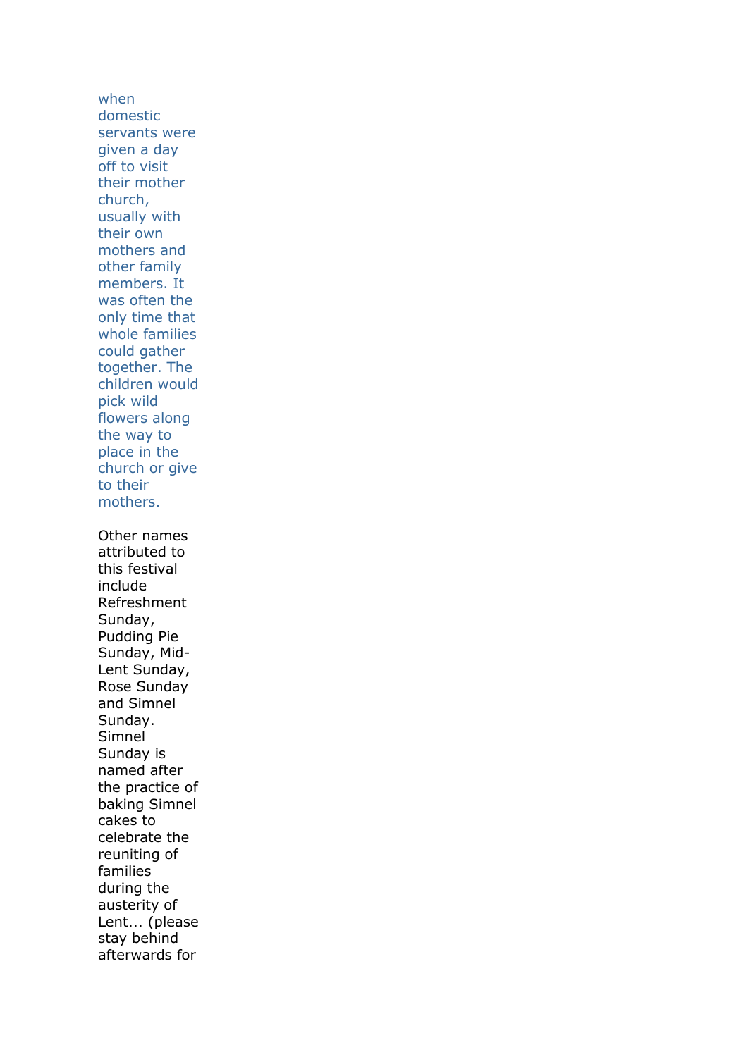when domestic servants were given a day off to visit their mother church, usually with their own mothers and other family members. It was often the only time that whole families could gather together. The children would pick wild flowers along the way to place in the church or give to their mothers.

Other names attributed to this festival include Refreshment Sunday, Pudding Pie Sunday, Mid-Lent Sunday, Rose Sunday and Simnel Sunday. Simnel Sunday is named after the practice of baking Simnel cakes to celebrate the reuniting of families during the austerity of Lent... (please stay behind afterwards for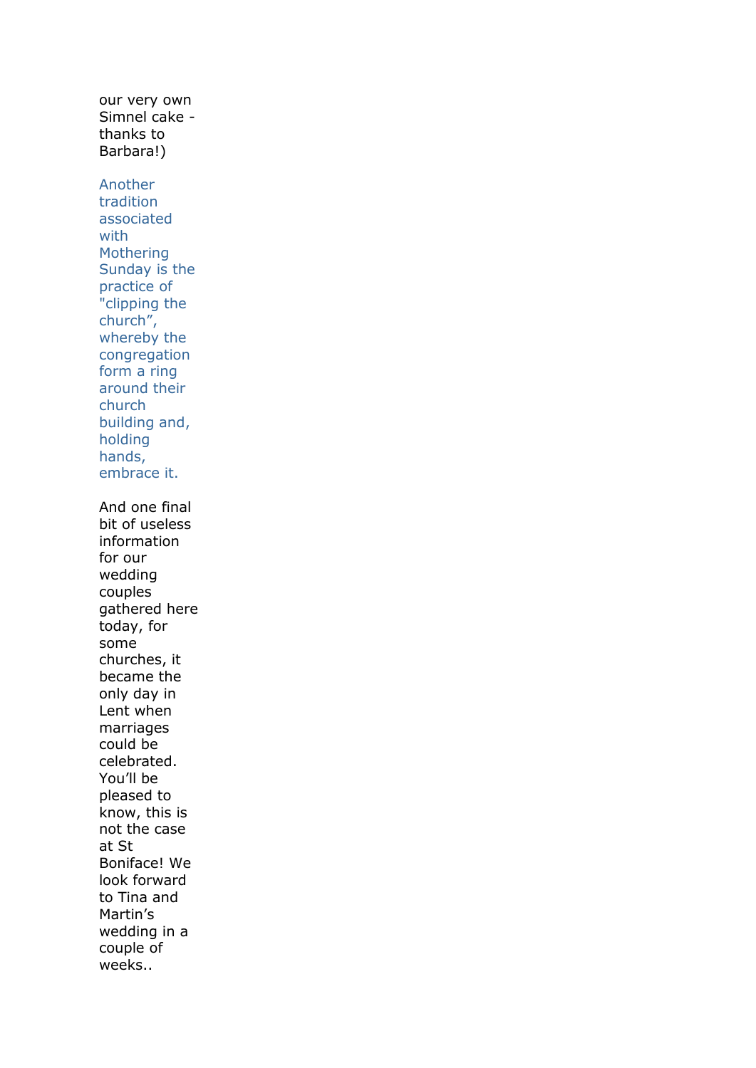our very own Simnel cake - thanks to Barbara!)

Another tradition associated with Mothering Sunday is the practice of "clipping the church”, whereby the congregation form a ring around their church building and, holding hands, embrace it.

And one final bit of useless information for our wedding couples gathered here today, for some churches, it became the only day in Lent when marriages could be celebrated. You’ll be pleased to know, this is not the case at St Boniface! We look forward to Tina and Martin’s wedding in a couple of weeks..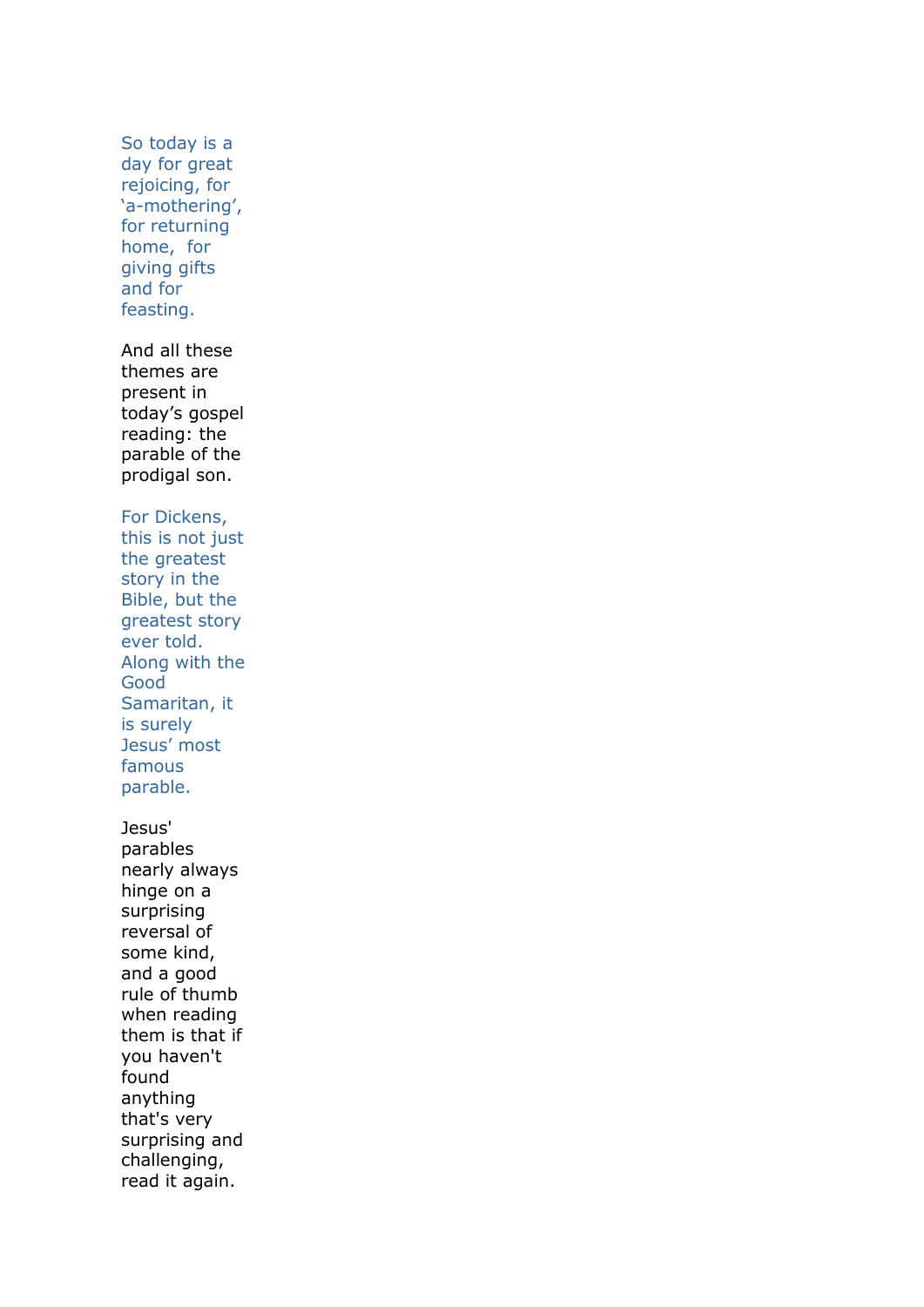So today is a day for great rejoicing, for ‘a-mothering’, for returning home, for giving gifts and for feasting.

And all these themes are present in today’s gospel reading: the parable of the prodigal son.

For Dickens, this is not just the greatest story in the Bible, but the greatest story ever told. Along with the Good Samaritan, it is surely Jesus’ most famous parable.

Jesus' parables nearly always hinge on a surprising reversal of some kind, and a good rule of thumb when reading them is that if you haven't found anything that's very surprising and challenging, read it again.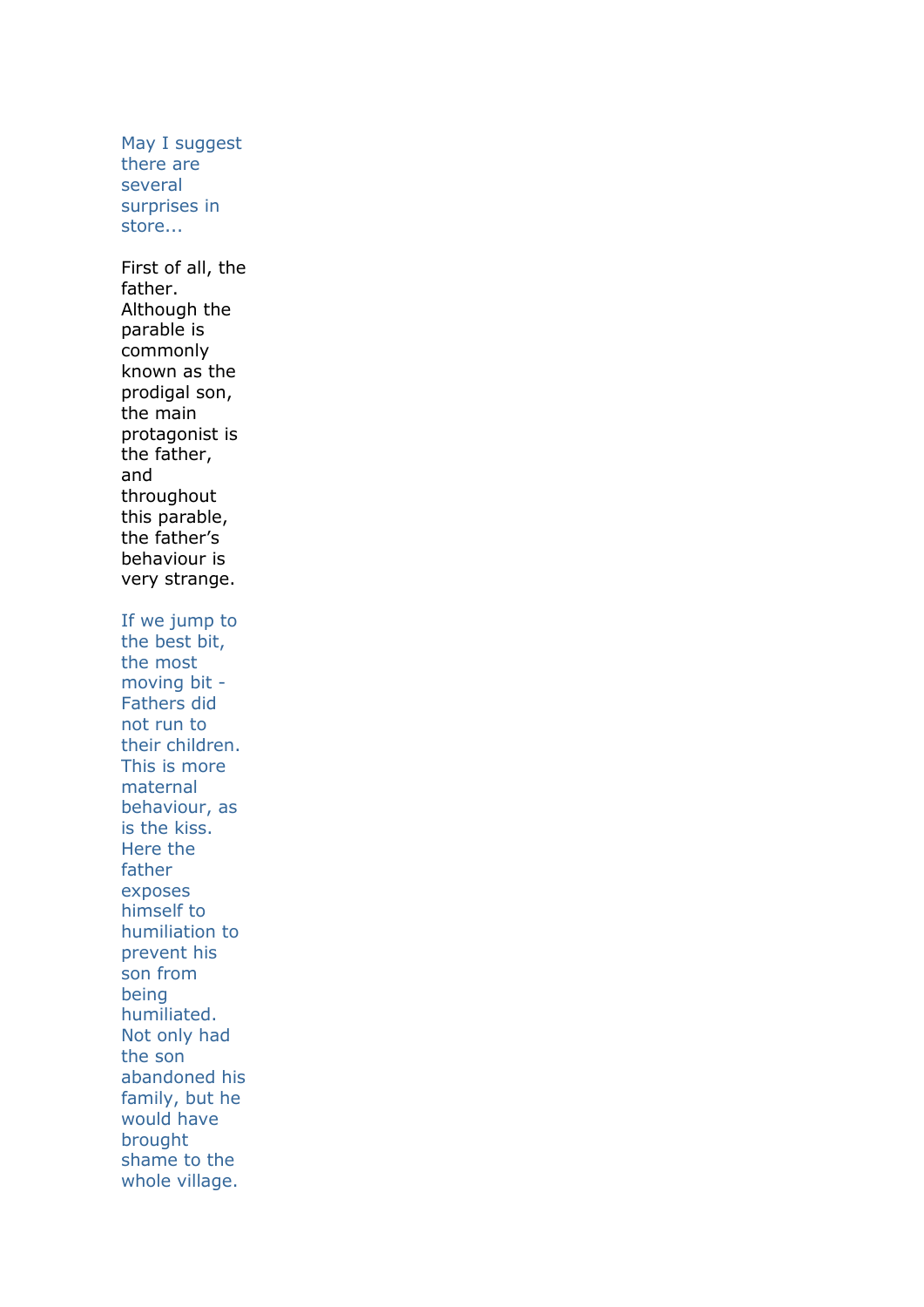May I suggest there are several surprises in store...

First of all, the father. Although the parable is commonly known as the prodigal son, the main protagonist is the father, and throughout this parable, the father's behaviour is very strange.

If we jump to the best bit, the most moving bit - Fathers did not run to their children. This is more maternal behaviour, as is the kiss. Here the father exposes himself to humiliation to prevent his son from being humiliated. Not only had the son abandoned his family, but he would have brought shame to the whole village.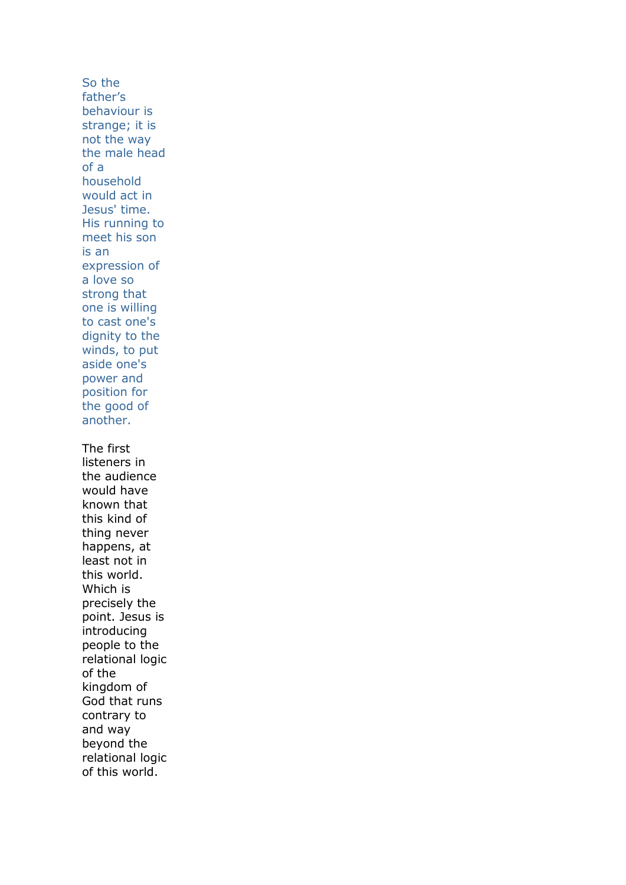So the father's behaviour is strange; it is not the way the male head of a household would act in Jesus' time. His running to meet his son is an expression of a love so strong that one is willing to cast one's dignity to the winds, to put aside one's power and position for the good of another.

The first listeners in the audience would have known that this kind of thing never happens, at least not in this world. Which is precisely the point. Jesus is introducing people to the relational logic of the kingdom of God that runs contrary to and way beyond the relational logic of this world.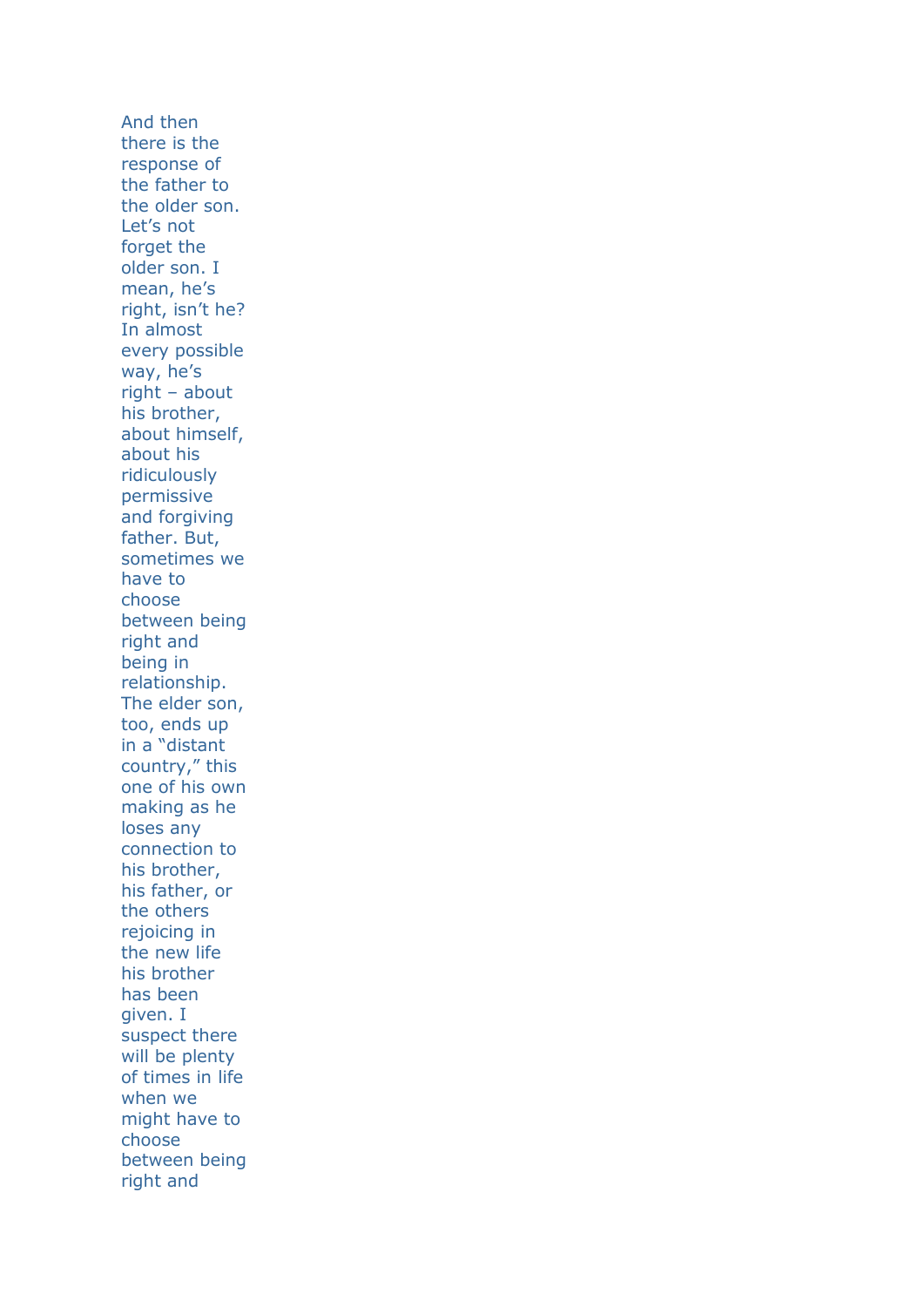And then there is the response of the father to the older son. Let's not forget the older son. I mean, he's right, isn't he? In almost every possible way, he's right – about his brother, about himself, about his ridiculously permissive and forgiving father. But, sometimes we have to choose between being right and being in relationship. The elder son, too, ends up in a "distant country," this one of his own making as he loses any connection to his brother, his father, or the others rejoicing in the new life his brother has been given. I suspect there will be plenty of times in life when we might have to choose between being right and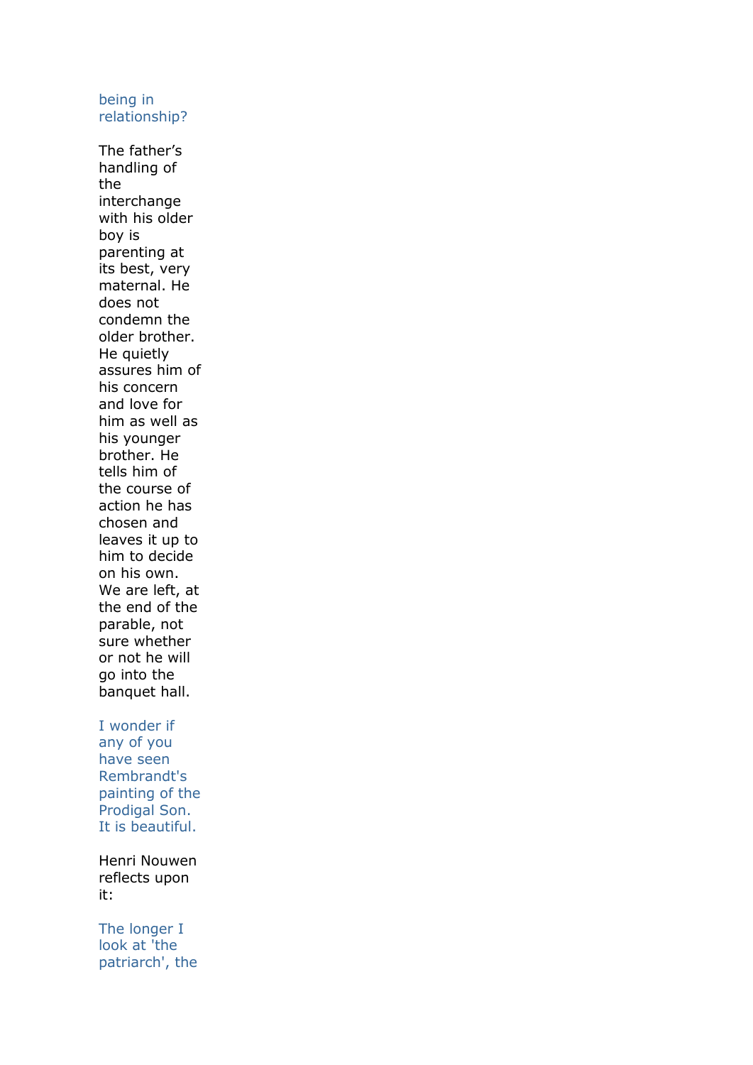being in relationship?

The father's handling of the interchange with his older boy is parenting at its best, very maternal. He does not condemn the older brother. He quietly assures him of his concern and love for him as well as his younger brother. He tells him of the course of action he has chosen and leaves it up to him to decide on his own. We are left, at the end of the parable, not sure whether or not he will go into the banquet hall.

I wonder if any of you have seen Rembrandt's painting of the Prodigal Son. It is beautiful.

Henri Nouwen reflects upon it:

The longer I look at 'the patriarch', the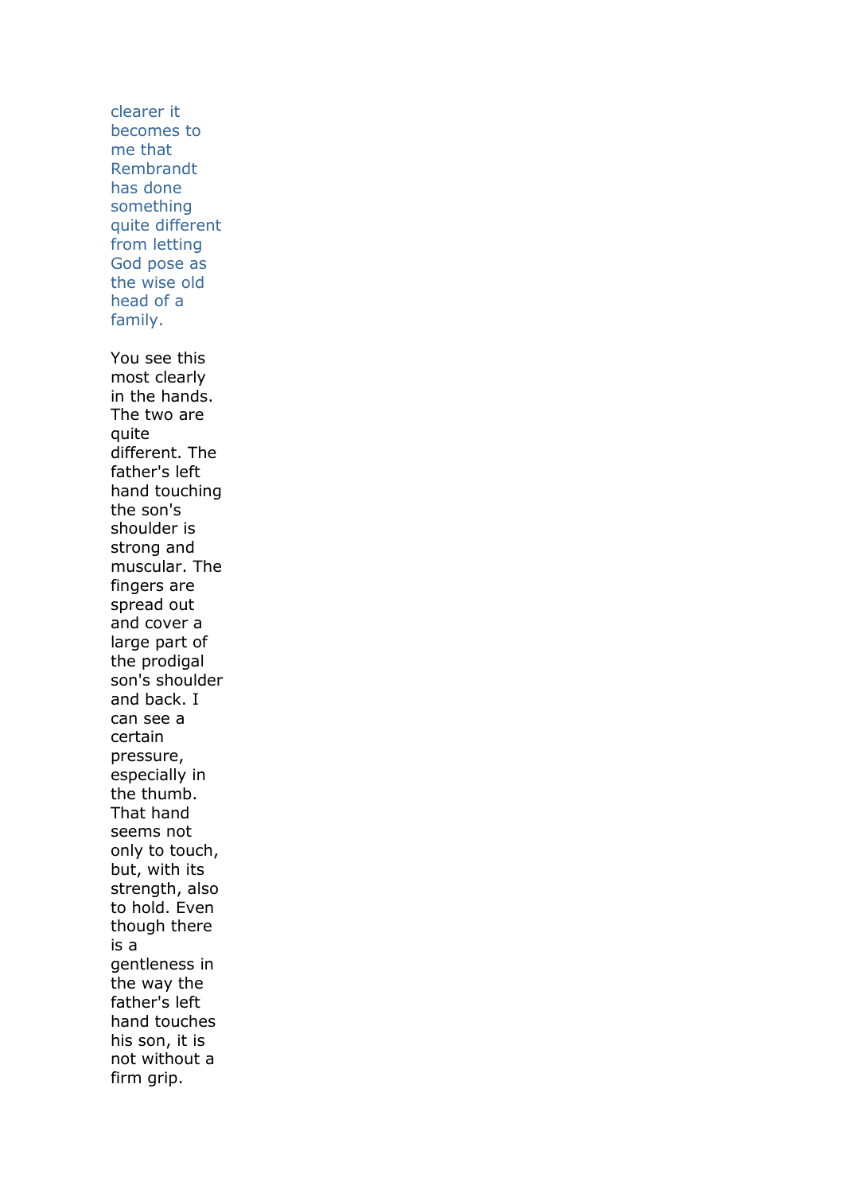clearer it becomes to me that Rembrandt has done something quite different from letting God pose as the wise old head of a family.

You see this most clearly in the hands. The two are quite different. The father's left hand touching the son's shoulder is strong and muscular. The fingers are spread out and cover a large part of the prodigal son's shoulder and back. I can see a certain pressure, especially in the thumb. That hand seems not only to touch, but, with its strength, also to hold. Even though there is a gentleness in the way the father's left hand touches his son, it is not without a firm grip.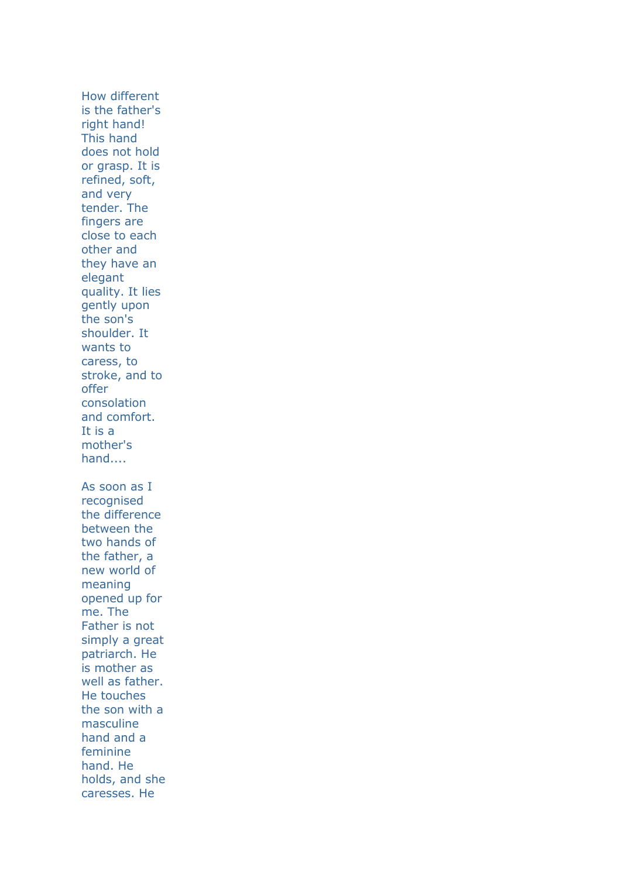How different is the father's right hand! This hand does not hold or grasp. It is refined, soft, and very tender. The fingers are close to each other and they have an elegant quality. It lies gently upon the son's shoulder. It wants to caress, to stroke, and to offer consolation and comfort. It is a mother's hand....

As soon as I recognised the difference between the two hands of the father, a new world of meaning opened up for me. The Father is not simply a great patriarch. He is mother as well as father. He touches the son with a masculine hand and a feminine hand. He holds, and she caresses. He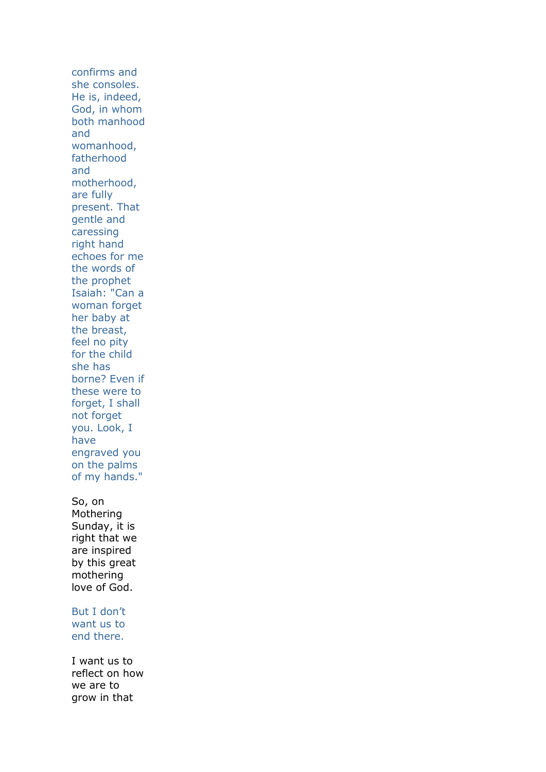confirms and she consoles. He is, indeed, God, in whom both manhood and womanhood, fatherhood and motherhood, are fully present. That gentle and caressing right hand echoes for me the words of the prophet Isaiah: "Can a woman forget her baby at the breast, feel no pity for the child she has borne? Even if these were to forget, I shall not forget you. Look, I have engraved you on the palms of my hands."

So, on Mothering Sunday, it is right that we are inspired by this great mothering love of God.

But I don't want us to end there.

I want us to reflect on how we are to grow in that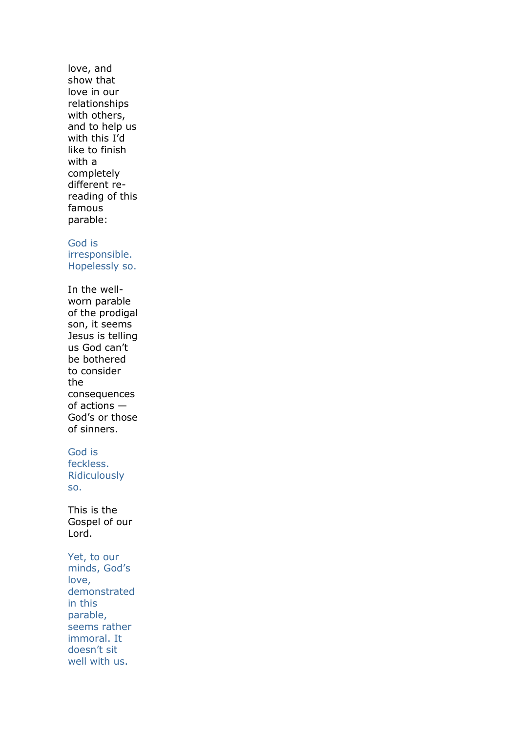love, and show that love in our relationships with others, and to help us with this I'd like to finish with a completely different re-reading of this famous parable:

God is irresponsible. Hopelessly so.

In the well-worn parable of the prodigal son, it seems Jesus is telling us God can't be bothered to consider the consequences of actions — God's or those of sinners.

God is feckless. Ridiculously so.

This is the Gospel of our Lord.

Yet, to our minds, God's love, demonstrated in this parable, seems rather immoral. It doesn't sit well with us.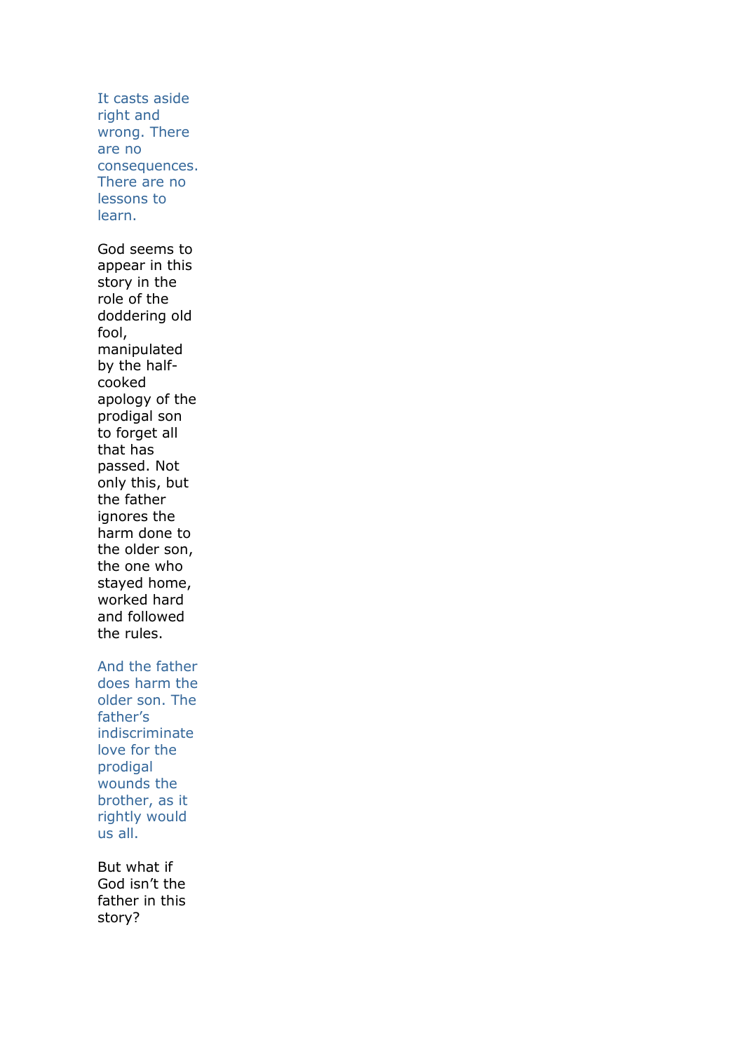It casts aside right and wrong. There are no consequences. There are no lessons to learn.

God seems to appear in this story in the role of the doddering old fool, manipulated by the half-cooked apology of the prodigal son to forget all that has passed. Not only this, but the father ignores the harm done to the older son, the one who stayed home, worked hard and followed the rules.

And the father does harm the older son. The father's indiscriminate love for the prodigal wounds the brother, as it rightly would us all.

But what if God isn't the father in this story?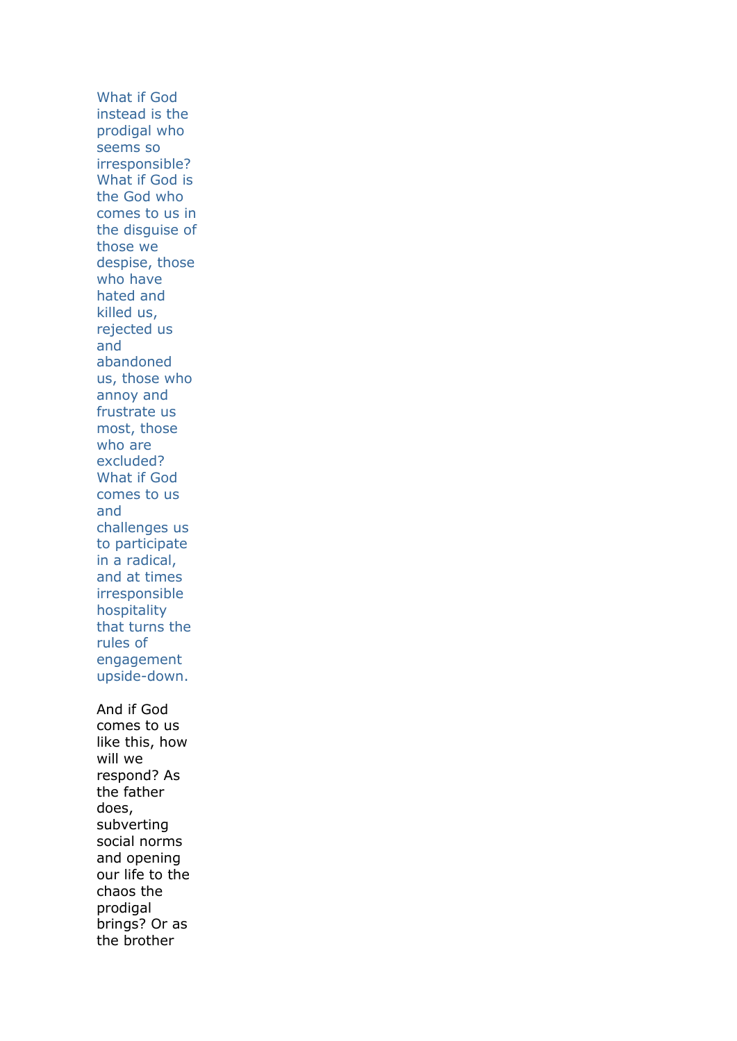What if God instead is the prodigal who seems so irresponsible? What if God is the God who comes to us in the disguise of those we despise, those who have hated and killed us, rejected us and abandoned us, those who annoy and frustrate us most, those who are excluded? What if God comes to us and challenges us to participate in a radical, and at times irresponsible hospitality that turns the rules of engagement upside-down.

And if God comes to us like this, how will we respond? As the father does, subverting social norms and opening our life to the chaos the prodigal brings? Or as the brother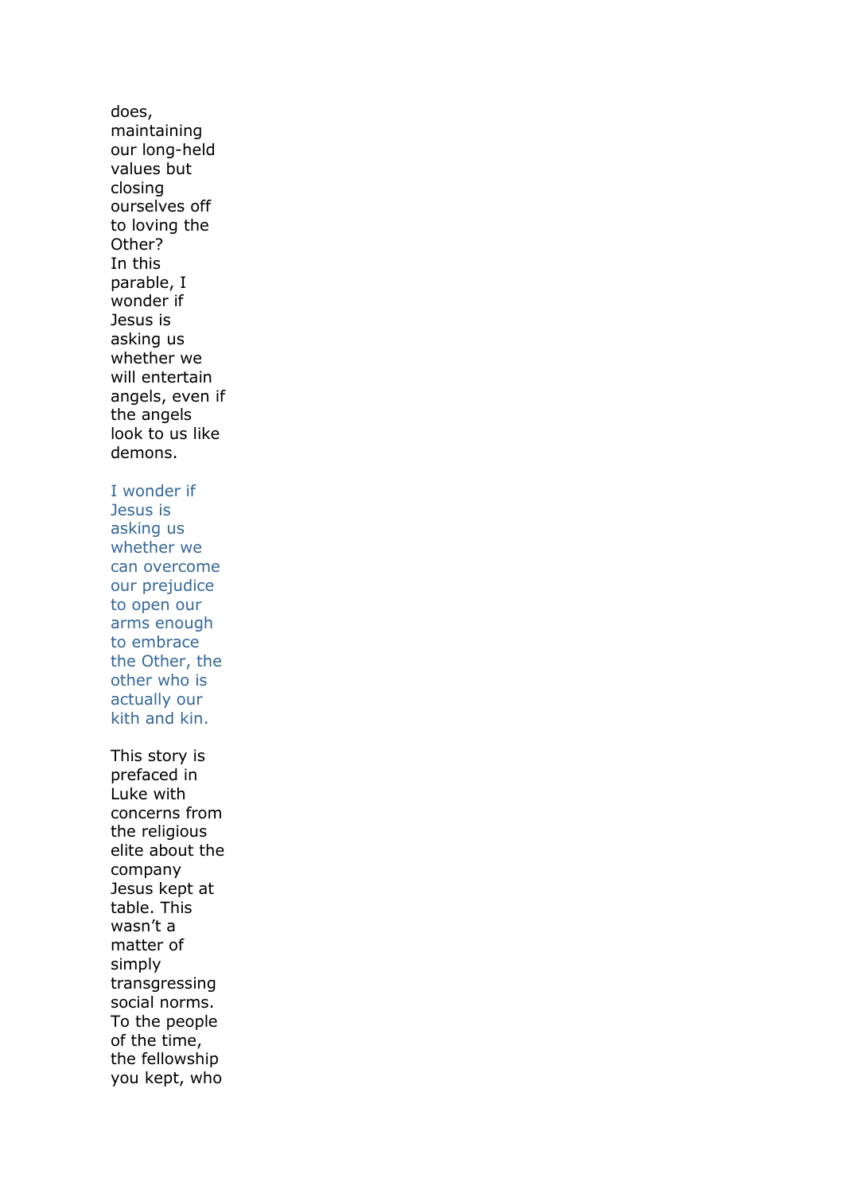does, maintaining our long-held values but closing ourselves off to loving the Other?
In this parable, I wonder if Jesus is asking us whether we will entertain angels, even if the angels look to us like demons.

I wonder if Jesus is asking us whether we can overcome our prejudice to open our arms enough to embrace the Other, the other who is actually our kith and kin.

This story is prefaced in Luke with concerns from the religious elite about the company Jesus kept at table. This wasn't a matter of simply transgressing social norms. To the people of the time, the fellowship you kept, who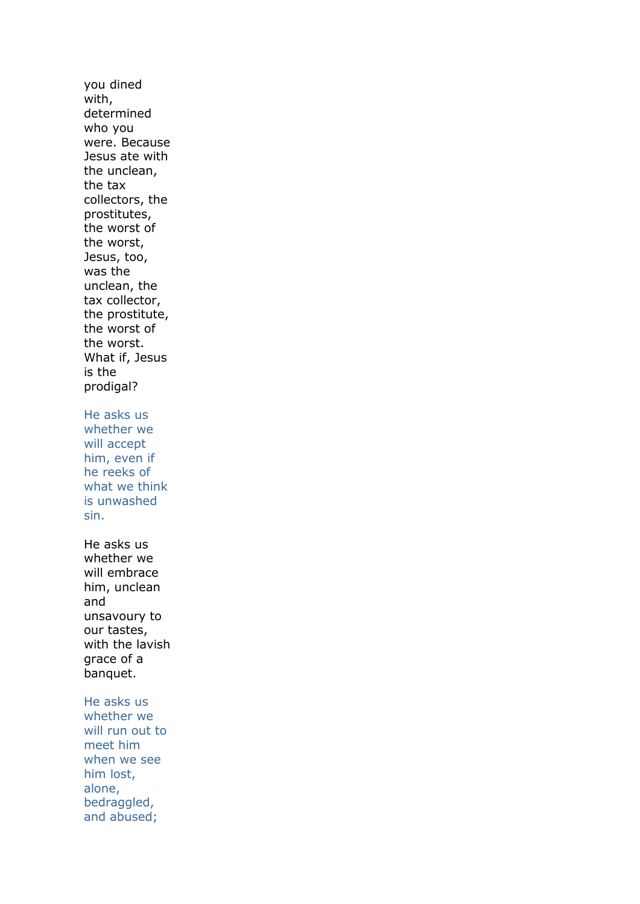you dined with, determined who you were. Because Jesus ate with the unclean, the tax collectors, the prostitutes, the worst of the worst, Jesus, too, was the unclean, the tax collector, the prostitute, the worst of the worst. What if, Jesus is the prodigal?

He asks us whether we will accept him, even if he reeks of what we think is unwashed sin.

He asks us whether we will embrace him, unclean and unsavoury to our tastes, with the lavish grace of a banquet.

He asks us whether we will run out to meet him when we see him lost, alone, bedraggled, and abused;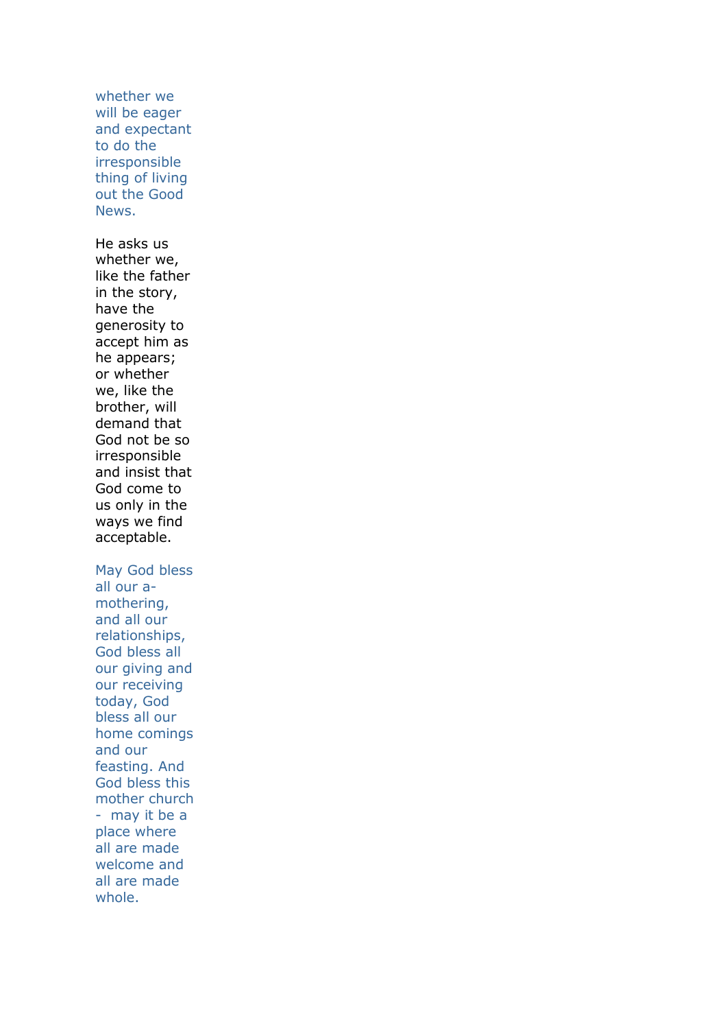whether we will be eager and expectant to do the irresponsible thing of living out the Good News.

He asks us whether we, like the father in the story, have the generosity to accept him as he appears; or whether we, like the brother, will demand that God not be so irresponsible and insist that God come to us only in the ways we find acceptable.

May God bless all our a-mothering, and all our relationships, God bless all our giving and our receiving today, God bless all our home comings and our feasting. And God bless this mother church - may it be a place where all are made welcome and all are made whole.